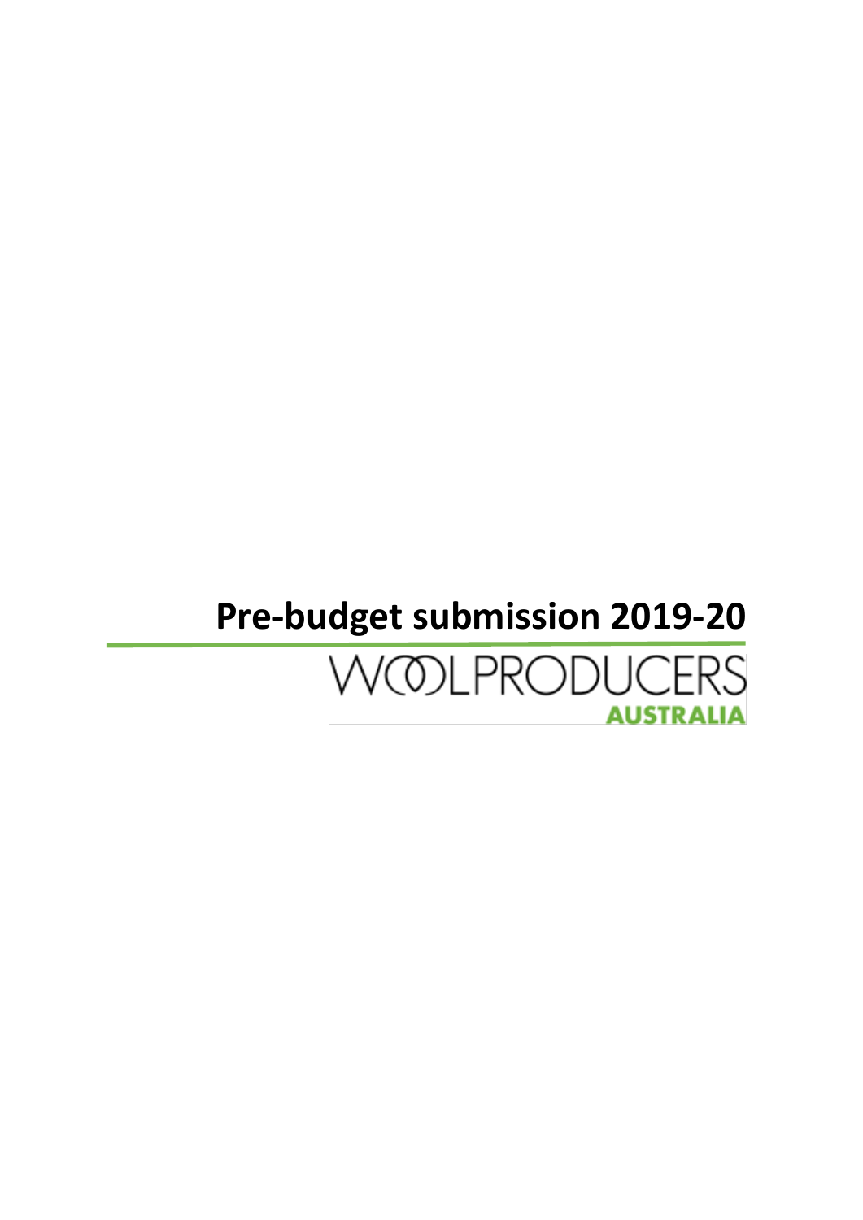# Pre-budget submission 2019-20

WOOLPRODUCERS

AUSTRALIA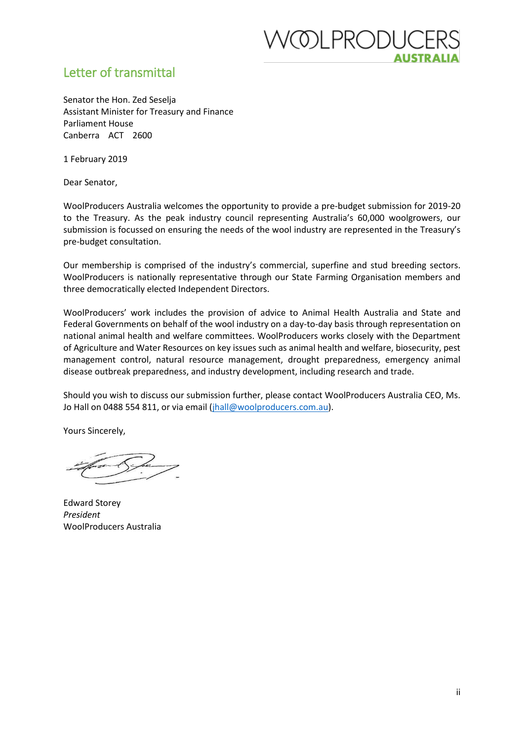## Letter of transmittal

Senator the Hon. Zed Seselja
Assistant Minister for Treasury and Finance
Parliament House
Canberra ACT 2600

1 February 2019

Dear Senator,

WoolProducers Australia welcomes the opportunity to provide a pre-budget submission for 2019-20 to the Treasury. As the peak industry council representing Australia's 60,000 woolgrowers, our submission is focussed on ensuring the needs of the wool industry are represented in the Treasury's pre-budget consultation.

Our membership is comprised of the industry's commercial, superfine and stud breeding sectors. WoolProducers is nationally representative through our State Farming Organisation members and three democratically elected Independent Directors.

WoolProducers' work includes the provision of advice to Animal Health Australia and State and Federal Governments on behalf of the wool industry on a day-to-day basis through representation on national animal health and welfare committees. WoolProducers works closely with the Department of Agriculture and Water Resources on key issues such as animal health and welfare, biosecurity, pest management control, natural resource management, drought preparedness, emergency animal disease outbreak preparedness, and industry development, including research and trade.

Should you wish to discuss our submission further, please contact WoolProducers Australia CEO, Ms. Jo Hall on 0488 554 811, or via email (jhall@woolproducers.com.au).

Yours Sincerely,

Edward Storey
*President*
WoolProducers Australia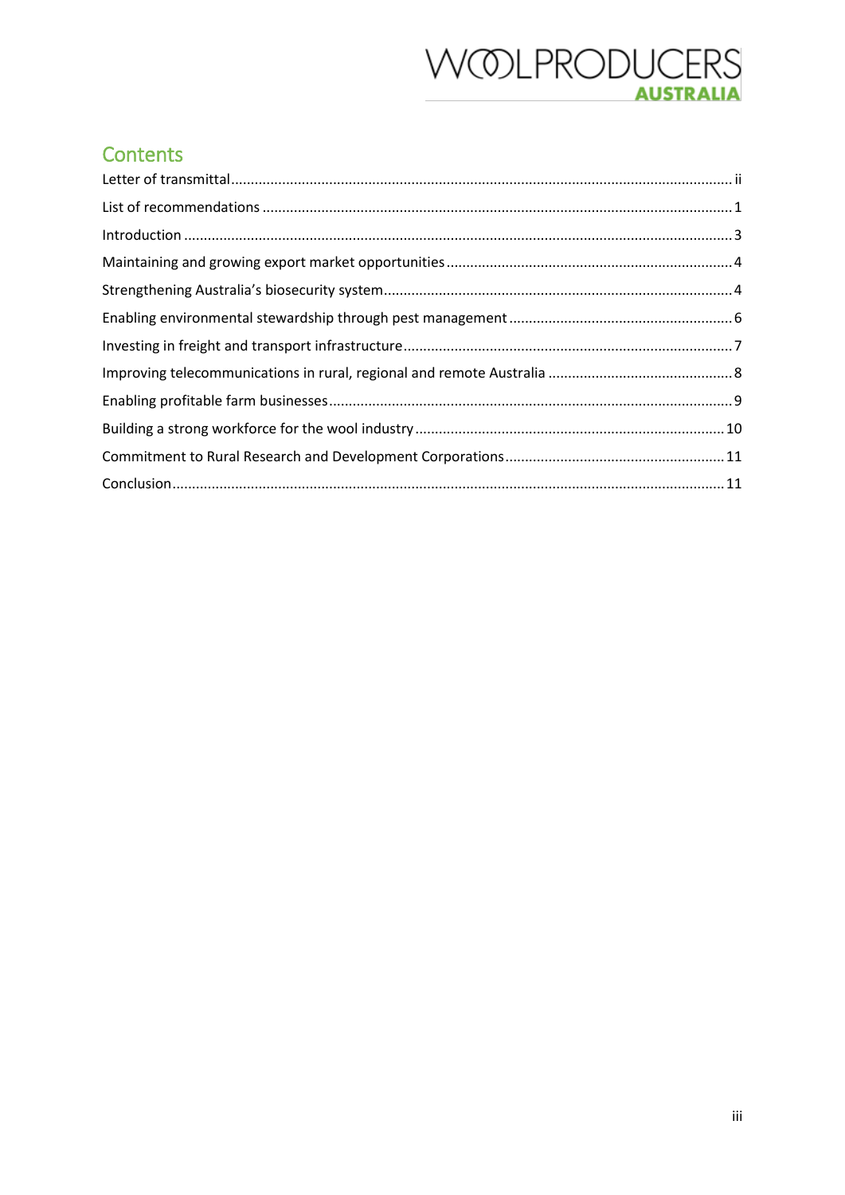## Contents

Letter of transmittal .............................................. ii

List of recommendations .............................................. 1

Introduction .............................................. 3

Maintaining and growing export market opportunities .............................................. 4

Strengthening Australia's biosecurity system .............................................. 4

Enabling environmental stewardship through pest management .............................................. 6

Investing in freight and transport infrastructure .............................................. 7

Improving telecommunications in rural, regional and remote Australia .............................................. 8

Enabling profitable farm businesses .............................................. 9

Building a strong workforce for the wool industry .............................................. 10

Commitment to Rural Research and Development Corporations .............................................. 11

Conclusion .............................................. 11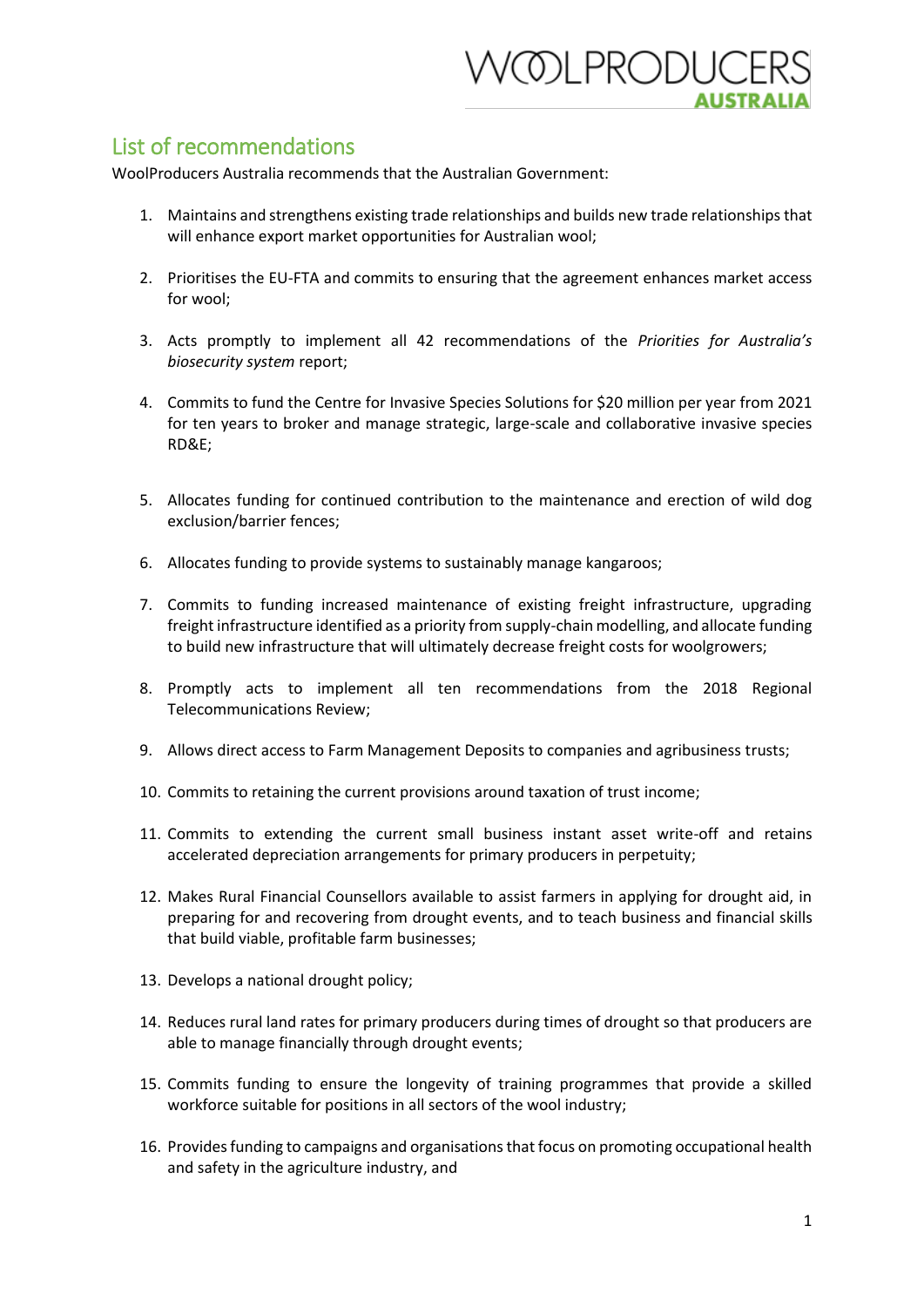## List of recommendations

WoolProducers Australia recommends that the Australian Government:

1. Maintains and strengthens existing trade relationships and builds new trade relationships that will enhance export market opportunities for Australian wool;
2. Prioritises the EU-FTA and commits to ensuring that the agreement enhances market access for wool;
3. Acts promptly to implement all 42 recommendations of the *Priorities for Australia's biosecurity system* report;
4. Commits to fund the Centre for Invasive Species Solutions for $20 million per year from 2021 for ten years to broker and manage strategic, large-scale and collaborative invasive species RD&E;
5. Allocates funding for continued contribution to the maintenance and erection of wild dog exclusion/barrier fences;
6. Allocates funding to provide systems to sustainably manage kangaroos;
7. Commits to funding increased maintenance of existing freight infrastructure, upgrading freight infrastructure identified as a priority from supply-chain modelling, and allocate funding to build new infrastructure that will ultimately decrease freight costs for woolgrowers;
8. Promptly acts to implement all ten recommendations from the 2018 Regional Telecommunications Review;
9. Allows direct access to Farm Management Deposits to companies and agribusiness trusts;
10. Commits to retaining the current provisions around taxation of trust income;
11. Commits to extending the current small business instant asset write-off and retains accelerated depreciation arrangements for primary producers in perpetuity;
12. Makes Rural Financial Counsellors available to assist farmers in applying for drought aid, in preparing for and recovering from drought events, and to teach business and financial skills that build viable, profitable farm businesses;
13. Develops a national drought policy;
14. Reduces rural land rates for primary producers during times of drought so that producers are able to manage financially through drought events;
15. Commits funding to ensure the longevity of training programmes that provide a skilled workforce suitable for positions in all sectors of the wool industry;
16. Provides funding to campaigns and organisations that focus on promoting occupational health and safety in the agriculture industry, and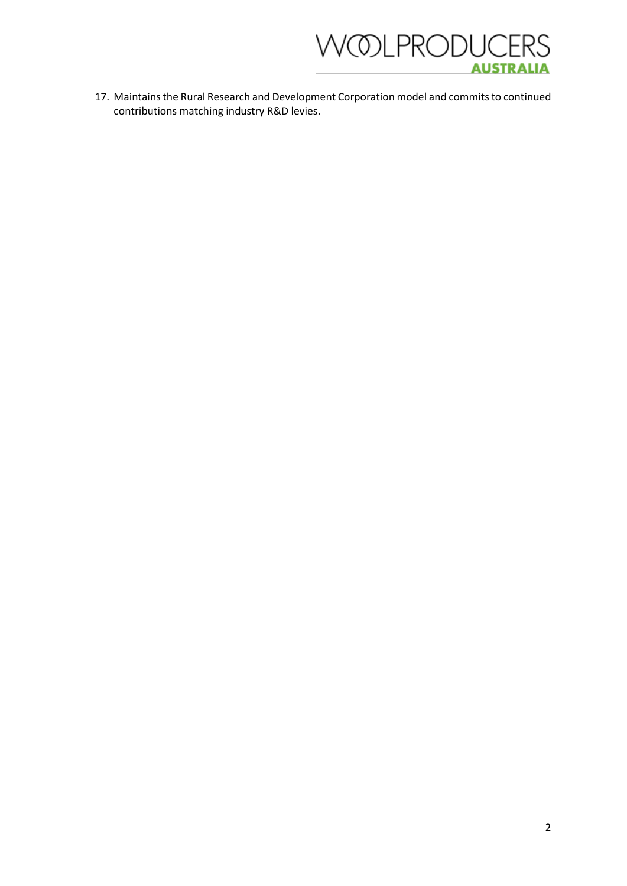17. Maintains the Rural Research and Development Corporation model and commits to continued contributions matching industry R&D levies.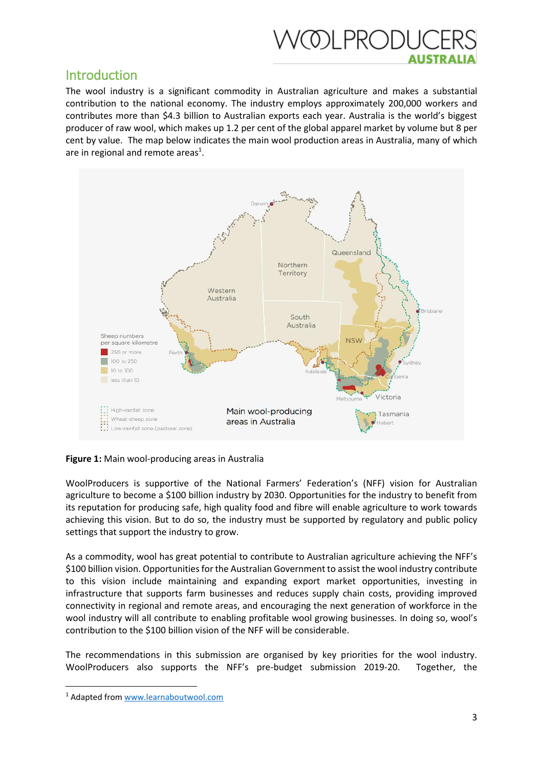## Introduction

The wool industry is a significant commodity in Australian agriculture and makes a substantial contribution to the national economy. The industry employs approximately 200,000 workers and contributes more than $4.3 billion to Australian exports each year. Australia is the world's biggest producer of raw wool, which makes up 1.2 per cent of the global apparel market by volume but 8 per cent by value. The map below indicates the main wool production areas in Australia, many of which are in regional and remote areas[1].

**Figure 1:** Main wool-producing areas in Australia

WoolProducers is supportive of the National Farmers' Federation's (NFF) vision for Australian agriculture to become a $100 billion industry by 2030. Opportunities for the industry to benefit from its reputation for producing safe, high quality food and fibre will enable agriculture to work towards achieving this vision. But to do so, the industry must be supported by regulatory and public policy settings that support the industry to grow.

As a commodity, wool has great potential to contribute to Australian agriculture achieving the NFF's $100 billion vision. Opportunities for the Australian Government to assist the wool industry contribute to this vision include maintaining and expanding export market opportunities, investing in infrastructure that supports farm businesses and reduces supply chain costs, providing improved connectivity in regional and remote areas, and encouraging the next generation of workforce in the wool industry will all contribute to enabling profitable wool growing businesses. In doing so, wool's contribution to the $100 billion vision of the NFF will be considerable.

The recommendations in this submission are organised by key priorities for the wool industry. WoolProducers also supports the NFF's pre-budget submission 2019-20. Together, the

[1] Adapted from www.learnaboutwool.com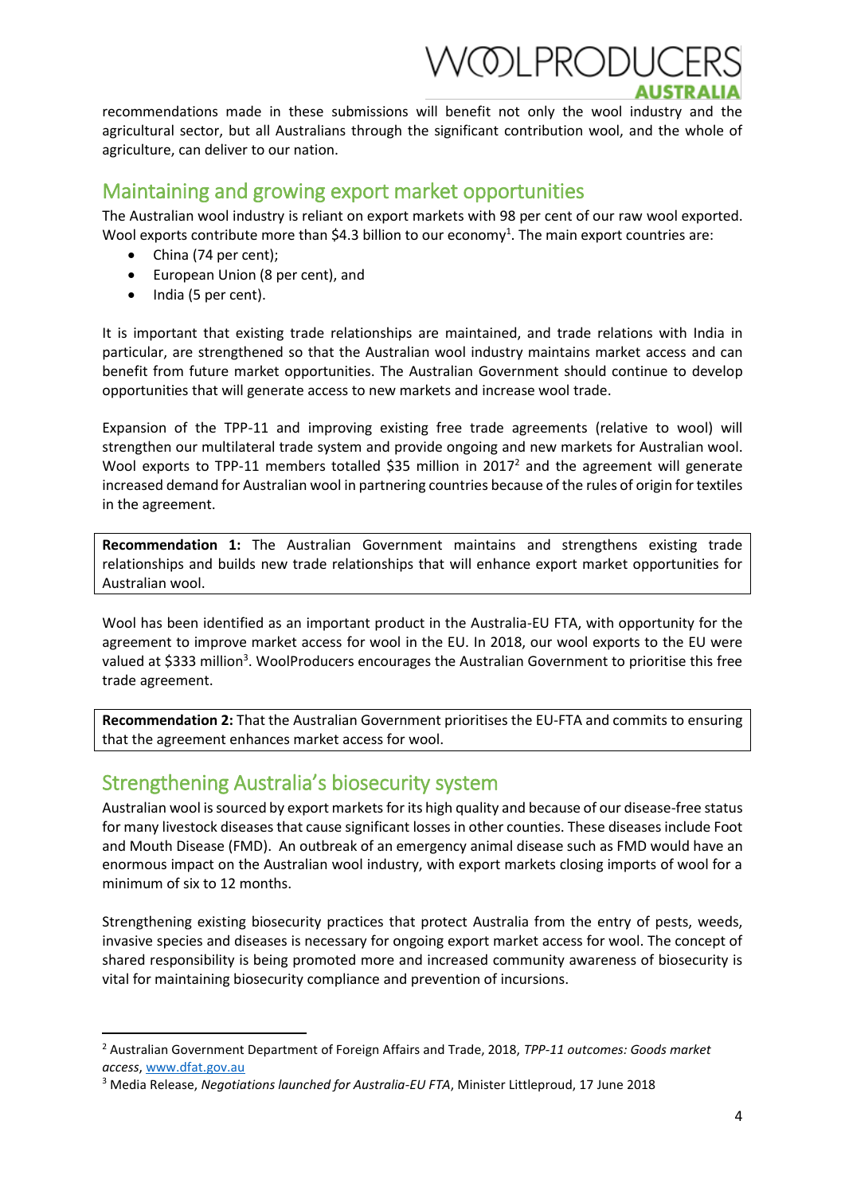recommendations made in these submissions will benefit not only the wool industry and the agricultural sector, but all Australians through the significant contribution wool, and the whole of agriculture, can deliver to our nation.

## Maintaining and growing export market opportunities

The Australian wool industry is reliant on export markets with 98 per cent of our raw wool exported. Wool exports contribute more than $4.3 billion to our economy[1]. The main export countries are:

- China (74 per cent);
- European Union (8 per cent), and
- India (5 per cent).

It is important that existing trade relationships are maintained, and trade relations with India in particular, are strengthened so that the Australian wool industry maintains market access and can benefit from future market opportunities. The Australian Government should continue to develop opportunities that will generate access to new markets and increase wool trade.

Expansion of the TPP-11 and improving existing free trade agreements (relative to wool) will strengthen our multilateral trade system and provide ongoing and new markets for Australian wool. Wool exports to TPP-11 members totalled $35 million in 2017[2] and the agreement will generate increased demand for Australian wool in partnering countries because of the rules of origin for textiles in the agreement.

> **Recommendation 1:** The Australian Government maintains and strengthens existing trade relationships and builds new trade relationships that will enhance export market opportunities for Australian wool.

Wool has been identified as an important product in the Australia-EU FTA, with opportunity for the agreement to improve market access for wool in the EU. In 2018, our wool exports to the EU were valued at $333 million[3]. WoolProducers encourages the Australian Government to prioritise this free trade agreement.

> **Recommendation 2:** That the Australian Government prioritises the EU-FTA and commits to ensuring that the agreement enhances market access for wool.

## Strengthening Australia's biosecurity system

Australian wool is sourced by export markets for its high quality and because of our disease-free status for many livestock diseases that cause significant losses in other counties. These diseases include Foot and Mouth Disease (FMD). An outbreak of an emergency animal disease such as FMD would have an enormous impact on the Australian wool industry, with export markets closing imports of wool for a minimum of six to 12 months.

Strengthening existing biosecurity practices that protect Australia from the entry of pests, weeds, invasive species and diseases is necessary for ongoing export market access for wool. The concept of shared responsibility is being promoted more and increased community awareness of biosecurity is vital for maintaining biosecurity compliance and prevention of incursions.

---

[2] Australian Government Department of Foreign Affairs and Trade, 2018, *TPP-11 outcomes: Goods market access*, www.dfat.gov.au

[3] Media Release, *Negotiations launched for Australia-EU FTA*, Minister Littleproud, 17 June 2018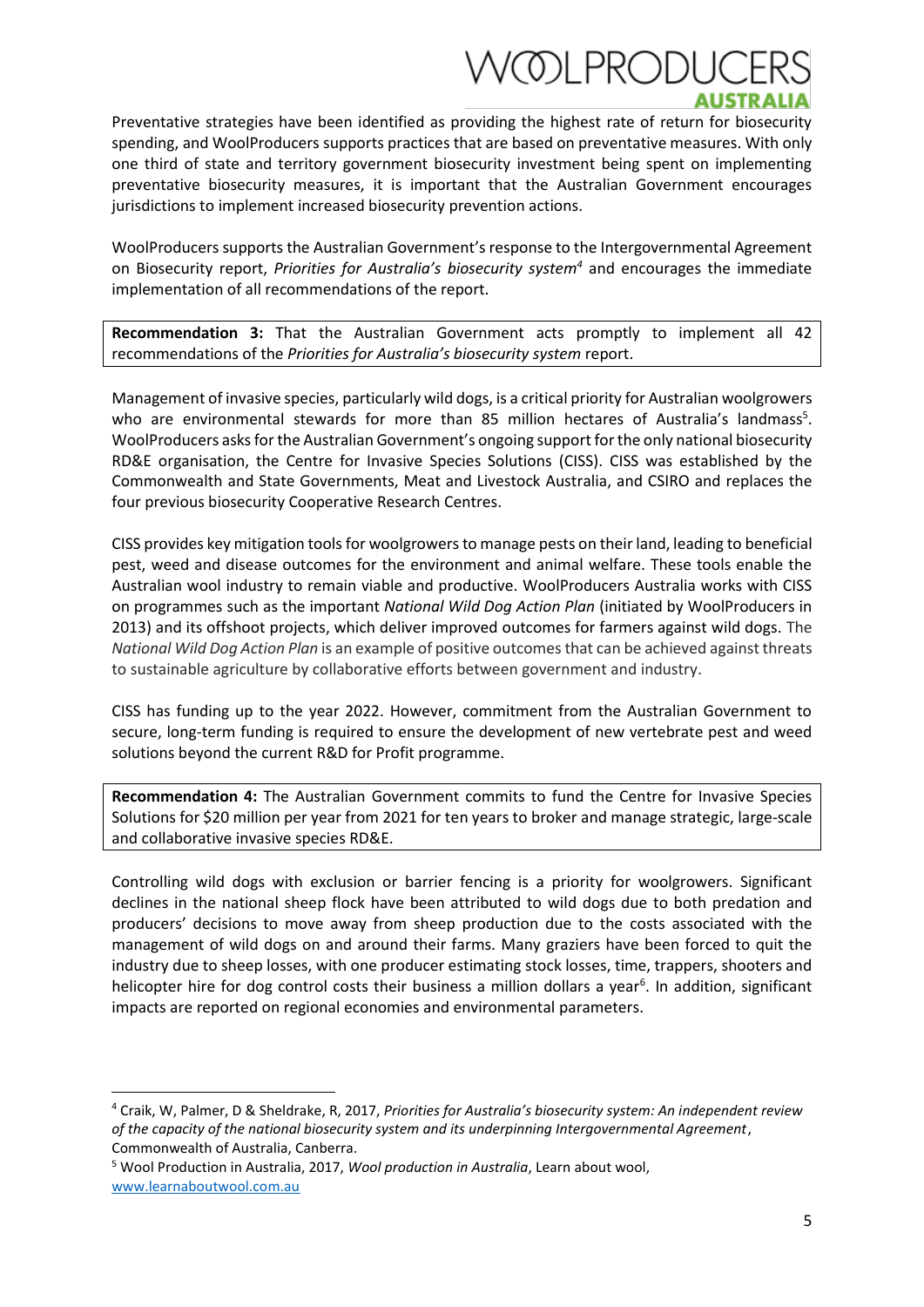Preventative strategies have been identified as providing the highest rate of return for biosecurity spending, and WoolProducers supports practices that are based on preventative measures. With only one third of state and territory government biosecurity investment being spent on implementing preventative biosecurity measures, it is important that the Australian Government encourages jurisdictions to implement increased biosecurity prevention actions.

WoolProducers supports the Australian Government's response to the Intergovernmental Agreement on Biosecurity report, *Priorities for Australia's biosecurity system*[4] and encourages the immediate implementation of all recommendations of the report.

> **Recommendation 3:** That the Australian Government acts promptly to implement all 42 recommendations of the *Priorities for Australia's biosecurity system* report.

Management of invasive species, particularly wild dogs, is a critical priority for Australian woolgrowers who are environmental stewards for more than 85 million hectares of Australia's landmass[5]. WoolProducers asks for the Australian Government's ongoing support for the only national biosecurity RD&E organisation, the Centre for Invasive Species Solutions (CISS). CISS was established by the Commonwealth and State Governments, Meat and Livestock Australia, and CSIRO and replaces the four previous biosecurity Cooperative Research Centres.

CISS provides key mitigation tools for woolgrowers to manage pests on their land, leading to beneficial pest, weed and disease outcomes for the environment and animal welfare. These tools enable the Australian wool industry to remain viable and productive. WoolProducers Australia works with CISS on programmes such as the important *National Wild Dog Action Plan* (initiated by WoolProducers in 2013) and its offshoot projects, which deliver improved outcomes for farmers against wild dogs. The *National Wild Dog Action Plan* is an example of positive outcomes that can be achieved against threats to sustainable agriculture by collaborative efforts between government and industry.

CISS has funding up to the year 2022. However, commitment from the Australian Government to secure, long-term funding is required to ensure the development of new vertebrate pest and weed solutions beyond the current R&D for Profit programme.

> **Recommendation 4:** The Australian Government commits to fund the Centre for Invasive Species Solutions for \$20 million per year from 2021 for ten years to broker and manage strategic, large-scale and collaborative invasive species RD&E.

Controlling wild dogs with exclusion or barrier fencing is a priority for woolgrowers. Significant declines in the national sheep flock have been attributed to wild dogs due to both predation and producers' decisions to move away from sheep production due to the costs associated with the management of wild dogs on and around their farms. Many graziers have been forced to quit the industry due to sheep losses, with one producer estimating stock losses, time, trappers, shooters and helicopter hire for dog control costs their business a million dollars a year[6]. In addition, significant impacts are reported on regional economies and environmental parameters.

---

[4] Craik, W, Palmer, D & Sheldrake, R, 2017, *Priorities for Australia's biosecurity system: An independent review of the capacity of the national biosecurity system and its underpinning Intergovernmental Agreement*, Commonwealth of Australia, Canberra.

[5] Wool Production in Australia, 2017, *Wool production in Australia*, Learn about wool, www.learnaboutwool.com.au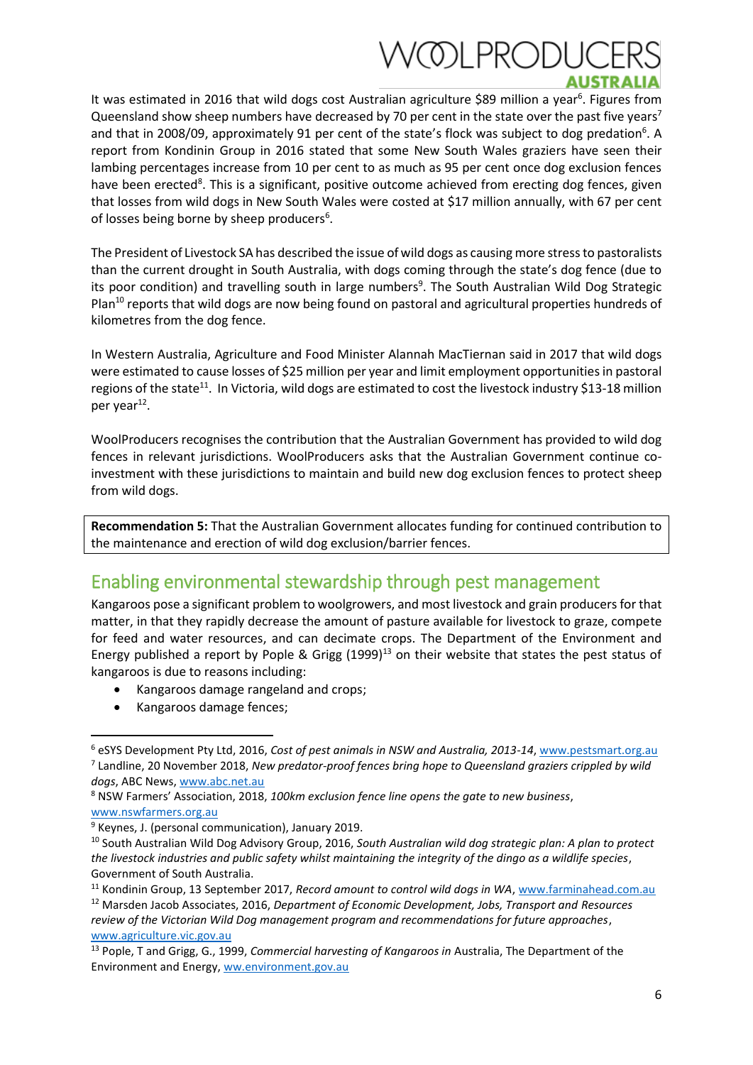It was estimated in 2016 that wild dogs cost Australian agriculture $89 million a year[6]. Figures from Queensland show sheep numbers have decreased by 70 per cent in the state over the past five years[7] and that in 2008/09, approximately 91 per cent of the state's flock was subject to dog predation[6]. A report from Kondinin Group in 2016 stated that some New South Wales graziers have seen their lambing percentages increase from 10 per cent to as much as 95 per cent once dog exclusion fences have been erected[8]. This is a significant, positive outcome achieved from erecting dog fences, given that losses from wild dogs in New South Wales were costed at $17 million annually, with 67 per cent of losses being borne by sheep producers[6].

The President of Livestock SA has described the issue of wild dogs as causing more stress to pastoralists than the current drought in South Australia, with dogs coming through the state's dog fence (due to its poor condition) and travelling south in large numbers[9]. The South Australian Wild Dog Strategic Plan[10] reports that wild dogs are now being found on pastoral and agricultural properties hundreds of kilometres from the dog fence.

In Western Australia, Agriculture and Food Minister Alannah MacTiernan said in 2017 that wild dogs were estimated to cause losses of $25 million per year and limit employment opportunities in pastoral regions of the state[11]. In Victoria, wild dogs are estimated to cost the livestock industry $13-18 million per year[12].

WoolProducers recognises the contribution that the Australian Government has provided to wild dog fences in relevant jurisdictions. WoolProducers asks that the Australian Government continue co-investment with these jurisdictions to maintain and build new dog exclusion fences to protect sheep from wild dogs.

**Recommendation 5:** That the Australian Government allocates funding for continued contribution to the maintenance and erection of wild dog exclusion/barrier fences.

## Enabling environmental stewardship through pest management

Kangaroos pose a significant problem to woolgrowers, and most livestock and grain producers for that matter, in that they rapidly decrease the amount of pasture available for livestock to graze, compete for feed and water resources, and can decimate crops. The Department of the Environment and Energy published a report by Pople & Grigg (1999)[13] on their website that states the pest status of kangaroos is due to reasons including:

- Kangaroos damage rangeland and crops;
- Kangaroos damage fences;

---

[6] eSYS Development Pty Ltd, 2016, *Cost of pest animals in NSW and Australia, 2013-14*, www.pestsmart.org.au

[7] Landline, 20 November 2018, *New predator-proof fences bring hope to Queensland graziers crippled by wild dogs*, ABC News, www.abc.net.au

[8] NSW Farmers' Association, 2018, *100km exclusion fence line opens the gate to new business*, www.nswfarmers.org.au

[9] Keynes, J. (personal communication), January 2019.

[10] South Australian Wild Dog Advisory Group, 2016, *South Australian wild dog strategic plan: A plan to protect the livestock industries and public safety whilst maintaining the integrity of the dingo as a wildlife species*, Government of South Australia.

[11] Kondinin Group, 13 September 2017, *Record amount to control wild dogs in WA*, www.farminahead.com.au

[12] Marsden Jacob Associates, 2016, *Department of Economic Development, Jobs, Transport and Resources review of the Victorian Wild Dog management program and recommendations for future approaches*, www.agriculture.vic.gov.au

[13] Pople, T and Grigg, G., 1999, *Commercial harvesting of Kangaroos in* Australia, The Department of the Environment and Energy, ww.environment.gov.au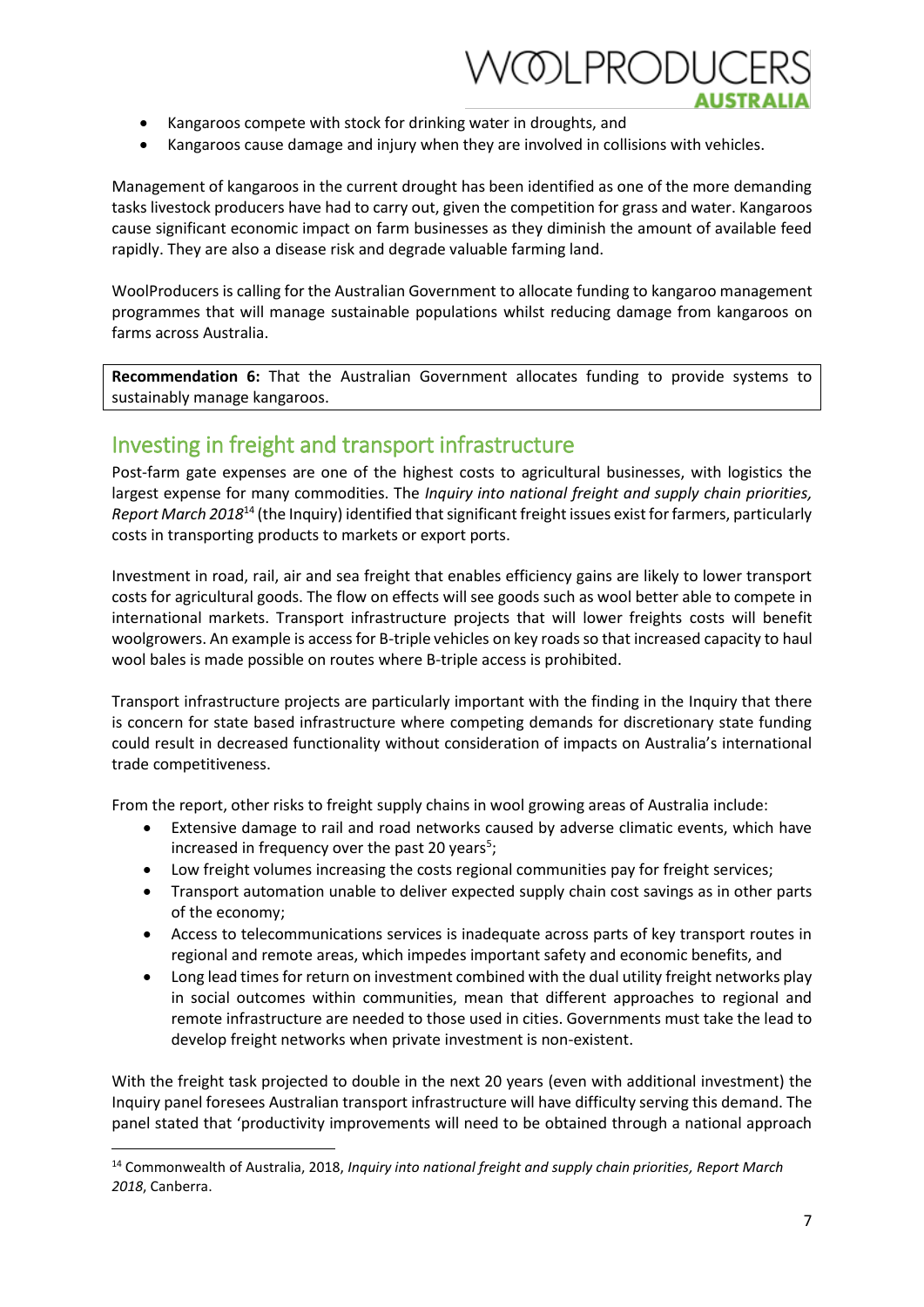- Kangaroos compete with stock for drinking water in droughts, and
- Kangaroos cause damage and injury when they are involved in collisions with vehicles.

Management of kangaroos in the current drought has been identified as one of the more demanding tasks livestock producers have had to carry out, given the competition for grass and water. Kangaroos cause significant economic impact on farm businesses as they diminish the amount of available feed rapidly. They are also a disease risk and degrade valuable farming land.

WoolProducers is calling for the Australian Government to allocate funding to kangaroo management programmes that will manage sustainable populations whilst reducing damage from kangaroos on farms across Australia.

**Recommendation 6:** That the Australian Government allocates funding to provide systems to sustainably manage kangaroos.

## Investing in freight and transport infrastructure

Post-farm gate expenses are one of the highest costs to agricultural businesses, with logistics the largest expense for many commodities. The *Inquiry into national freight and supply chain priorities, Report March 2018*[14] (the Inquiry) identified that significant freight issues exist for farmers, particularly costs in transporting products to markets or export ports.

Investment in road, rail, air and sea freight that enables efficiency gains are likely to lower transport costs for agricultural goods. The flow on effects will see goods such as wool better able to compete in international markets. Transport infrastructure projects that will lower freights costs will benefit woolgrowers. An example is access for B-triple vehicles on key roads so that increased capacity to haul wool bales is made possible on routes where B-triple access is prohibited.

Transport infrastructure projects are particularly important with the finding in the Inquiry that there is concern for state based infrastructure where competing demands for discretionary state funding could result in decreased functionality without consideration of impacts on Australia's international trade competitiveness.

From the report, other risks to freight supply chains in wool growing areas of Australia include:

- Extensive damage to rail and road networks caused by adverse climatic events, which have increased in frequency over the past 20 years[5];
- Low freight volumes increasing the costs regional communities pay for freight services;
- Transport automation unable to deliver expected supply chain cost savings as in other parts of the economy;
- Access to telecommunications services is inadequate across parts of key transport routes in regional and remote areas, which impedes important safety and economic benefits, and
- Long lead times for return on investment combined with the dual utility freight networks play in social outcomes within communities, mean that different approaches to regional and remote infrastructure are needed to those used in cities. Governments must take the lead to develop freight networks when private investment is non-existent.

With the freight task projected to double in the next 20 years (even with additional investment) the Inquiry panel foresees Australian transport infrastructure will have difficulty serving this demand. The panel stated that 'productivity improvements will need to be obtained through a national approach

[14] Commonwealth of Australia, 2018, *Inquiry into national freight and supply chain priorities, Report March 2018*, Canberra.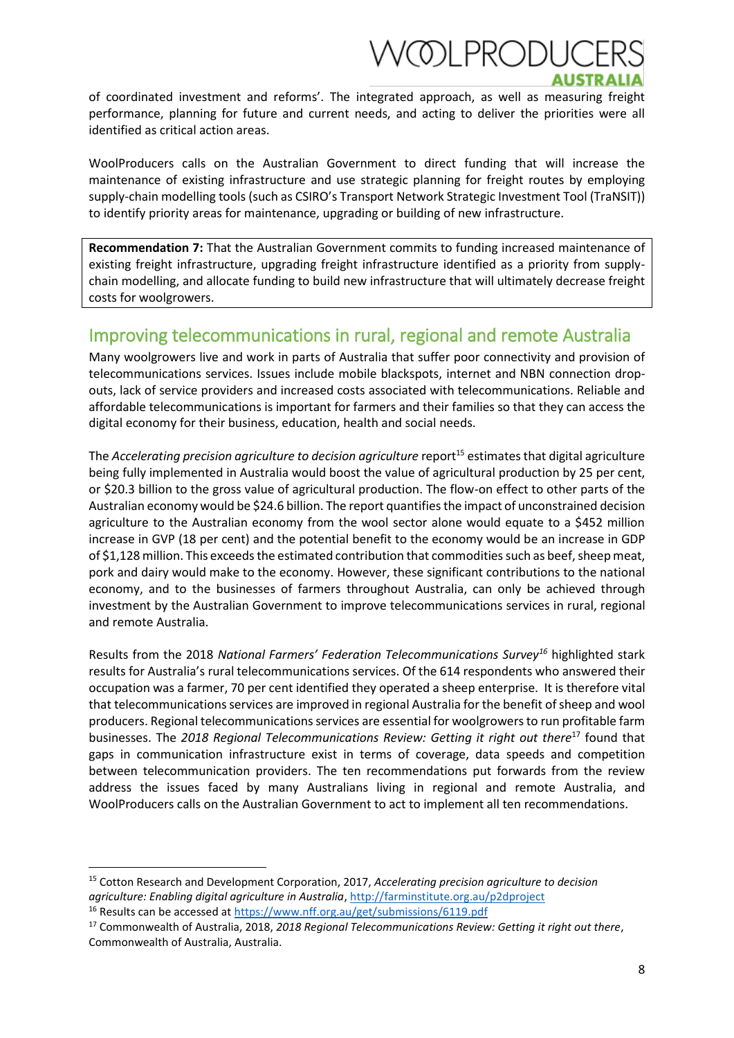of coordinated investment and reforms'. The integrated approach, as well as measuring freight performance, planning for future and current needs, and acting to deliver the priorities were all identified as critical action areas.

WoolProducers calls on the Australian Government to direct funding that will increase the maintenance of existing infrastructure and use strategic planning for freight routes by employing supply-chain modelling tools (such as CSIRO's Transport Network Strategic Investment Tool (TraNSIT)) to identify priority areas for maintenance, upgrading or building of new infrastructure.

**Recommendation 7:** That the Australian Government commits to funding increased maintenance of existing freight infrastructure, upgrading freight infrastructure identified as a priority from supply-chain modelling, and allocate funding to build new infrastructure that will ultimately decrease freight costs for woolgrowers.

## Improving telecommunications in rural, regional and remote Australia

Many woolgrowers live and work in parts of Australia that suffer poor connectivity and provision of telecommunications services. Issues include mobile blackspots, internet and NBN connection drop-outs, lack of service providers and increased costs associated with telecommunications. Reliable and affordable telecommunications is important for farmers and their families so that they can access the digital economy for their business, education, health and social needs.

The *Accelerating precision agriculture to decision agriculture* report[15] estimates that digital agriculture being fully implemented in Australia would boost the value of agricultural production by 25 per cent, or $20.3 billion to the gross value of agricultural production. The flow-on effect to other parts of the Australian economy would be $24.6 billion. The report quantifies the impact of unconstrained decision agriculture to the Australian economy from the wool sector alone would equate to a $452 million increase in GVP (18 per cent) and the potential benefit to the economy would be an increase in GDP of $1,128 million. This exceeds the estimated contribution that commodities such as beef, sheep meat, pork and dairy would make to the economy. However, these significant contributions to the national economy, and to the businesses of farmers throughout Australia, can only be achieved through investment by the Australian Government to improve telecommunications services in rural, regional and remote Australia.

Results from the 2018 *National Farmers' Federation Telecommunications Survey*[16] highlighted stark results for Australia's rural telecommunications services. Of the 614 respondents who answered their occupation was a farmer, 70 per cent identified they operated a sheep enterprise. It is therefore vital that telecommunications services are improved in regional Australia for the benefit of sheep and wool producers. Regional telecommunications services are essential for woolgrowers to run profitable farm businesses. The *2018 Regional Telecommunications Review: Getting it right out there*[17] found that gaps in communication infrastructure exist in terms of coverage, data speeds and competition between telecommunication providers. The ten recommendations put forwards from the review address the issues faced by many Australians living in regional and remote Australia, and WoolProducers calls on the Australian Government to act to implement all ten recommendations.

---

[15] Cotton Research and Development Corporation, 2017, *Accelerating precision agriculture to decision agriculture: Enabling digital agriculture in Australia*, http://farminstitute.org.au/p2dproject

[16] Results can be accessed at https://www.nff.org.au/get/submissions/6119.pdf

[17] Commonwealth of Australia, 2018, *2018 Regional Telecommunications Review: Getting it right out there*, Commonwealth of Australia, Australia.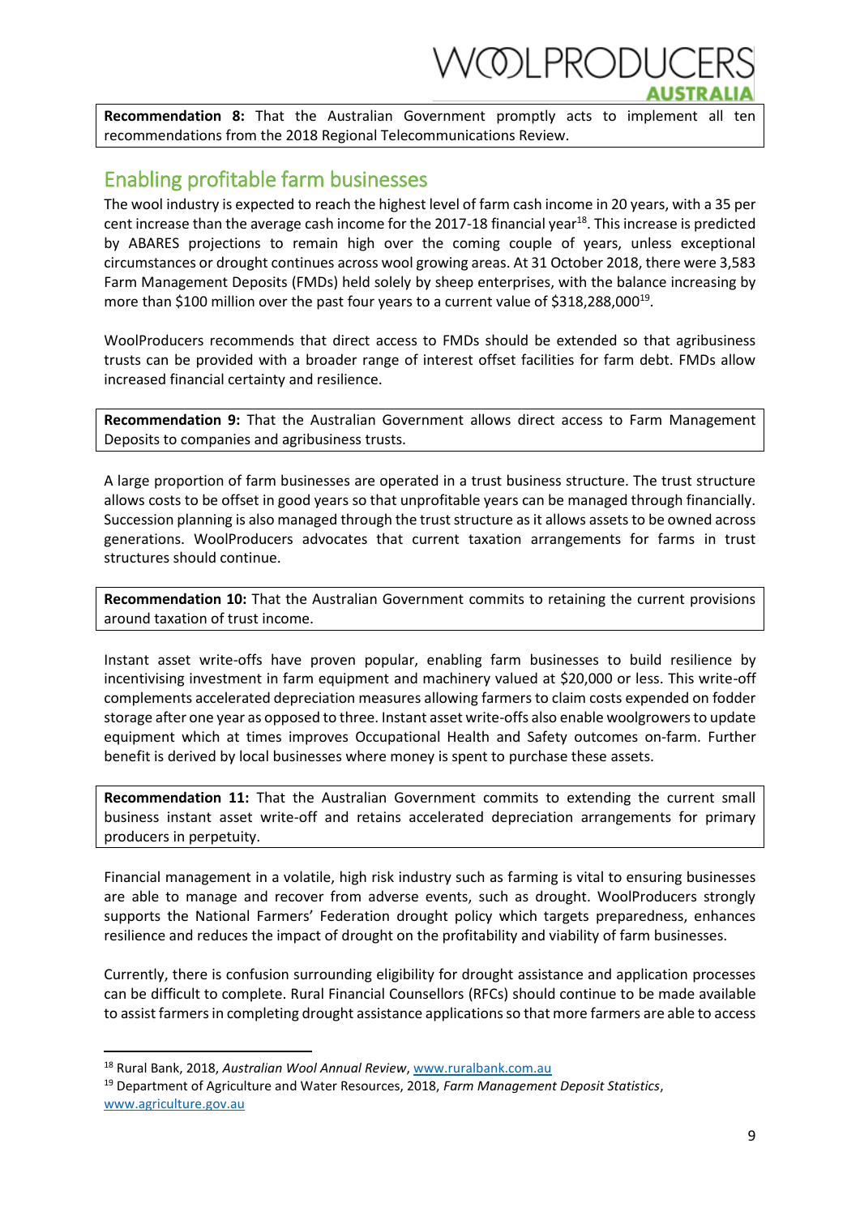**Recommendation 8:** That the Australian Government promptly acts to implement all ten recommendations from the 2018 Regional Telecommunications Review.

## Enabling profitable farm businesses

The wool industry is expected to reach the highest level of farm cash income in 20 years, with a 35 per cent increase than the average cash income for the 2017-18 financial year[18]. This increase is predicted by ABARES projections to remain high over the coming couple of years, unless exceptional circumstances or drought continues across wool growing areas. At 31 October 2018, there were 3,583 Farm Management Deposits (FMDs) held solely by sheep enterprises, with the balance increasing by more than $100 million over the past four years to a current value of $318,288,000[19].

WoolProducers recommends that direct access to FMDs should be extended so that agribusiness trusts can be provided with a broader range of interest offset facilities for farm debt. FMDs allow increased financial certainty and resilience.

**Recommendation 9:** That the Australian Government allows direct access to Farm Management Deposits to companies and agribusiness trusts.

A large proportion of farm businesses are operated in a trust business structure. The trust structure allows costs to be offset in good years so that unprofitable years can be managed through financially. Succession planning is also managed through the trust structure as it allows assets to be owned across generations. WoolProducers advocates that current taxation arrangements for farms in trust structures should continue.

**Recommendation 10:** That the Australian Government commits to retaining the current provisions around taxation of trust income.

Instant asset write-offs have proven popular, enabling farm businesses to build resilience by incentivising investment in farm equipment and machinery valued at $20,000 or less. This write-off complements accelerated depreciation measures allowing farmers to claim costs expended on fodder storage after one year as opposed to three. Instant asset write-offs also enable woolgrowers to update equipment which at times improves Occupational Health and Safety outcomes on-farm. Further benefit is derived by local businesses where money is spent to purchase these assets.

**Recommendation 11:** That the Australian Government commits to extending the current small business instant asset write-off and retains accelerated depreciation arrangements for primary producers in perpetuity.

Financial management in a volatile, high risk industry such as farming is vital to ensuring businesses are able to manage and recover from adverse events, such as drought. WoolProducers strongly supports the National Farmers' Federation drought policy which targets preparedness, enhances resilience and reduces the impact of drought on the profitability and viability of farm businesses.

Currently, there is confusion surrounding eligibility for drought assistance and application processes can be difficult to complete. Rural Financial Counsellors (RFCs) should continue to be made available to assist farmers in completing drought assistance applications so that more farmers are able to access

---

[18] Rural Bank, 2018, *Australian Wool Annual Review*, www.ruralbank.com.au

[19] Department of Agriculture and Water Resources, 2018, *Farm Management Deposit Statistics*, www.agriculture.gov.au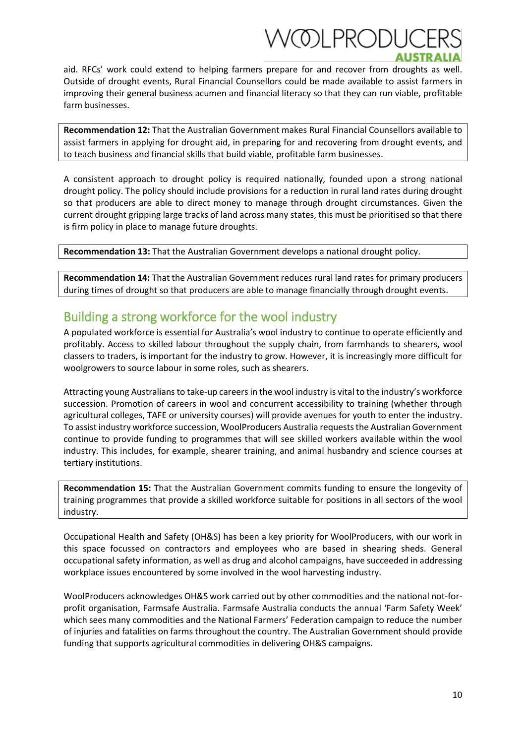aid. RFCs' work could extend to helping farmers prepare for and recover from droughts as well. Outside of drought events, Rural Financial Counsellors could be made available to assist farmers in improving their general business acumen and financial literacy so that they can run viable, profitable farm businesses.

**Recommendation 12:** That the Australian Government makes Rural Financial Counsellors available to assist farmers in applying for drought aid, in preparing for and recovering from drought events, and to teach business and financial skills that build viable, profitable farm businesses.

A consistent approach to drought policy is required nationally, founded upon a strong national drought policy. The policy should include provisions for a reduction in rural land rates during drought so that producers are able to direct money to manage through drought circumstances. Given the current drought gripping large tracks of land across many states, this must be prioritised so that there is firm policy in place to manage future droughts.

**Recommendation 13:** That the Australian Government develops a national drought policy.

**Recommendation 14:** That the Australian Government reduces rural land rates for primary producers during times of drought so that producers are able to manage financially through drought events.

## Building a strong workforce for the wool industry

A populated workforce is essential for Australia's wool industry to continue to operate efficiently and profitably. Access to skilled labour throughout the supply chain, from farmhands to shearers, wool classers to traders, is important for the industry to grow. However, it is increasingly more difficult for woolgrowers to source labour in some roles, such as shearers.

Attracting young Australians to take-up careers in the wool industry is vital to the industry's workforce succession. Promotion of careers in wool and concurrent accessibility to training (whether through agricultural colleges, TAFE or university courses) will provide avenues for youth to enter the industry. To assist industry workforce succession, WoolProducers Australia requests the Australian Government continue to provide funding to programmes that will see skilled workers available within the wool industry. This includes, for example, shearer training, and animal husbandry and science courses at tertiary institutions.

**Recommendation 15:** That the Australian Government commits funding to ensure the longevity of training programmes that provide a skilled workforce suitable for positions in all sectors of the wool industry.

Occupational Health and Safety (OH&S) has been a key priority for WoolProducers, with our work in this space focussed on contractors and employees who are based in shearing sheds. General occupational safety information, as well as drug and alcohol campaigns, have succeeded in addressing workplace issues encountered by some involved in the wool harvesting industry.

WoolProducers acknowledges OH&S work carried out by other commodities and the national not-for-profit organisation, Farmsafe Australia. Farmsafe Australia conducts the annual 'Farm Safety Week' which sees many commodities and the National Farmers' Federation campaign to reduce the number of injuries and fatalities on farms throughout the country. The Australian Government should provide funding that supports agricultural commodities in delivering OH&S campaigns.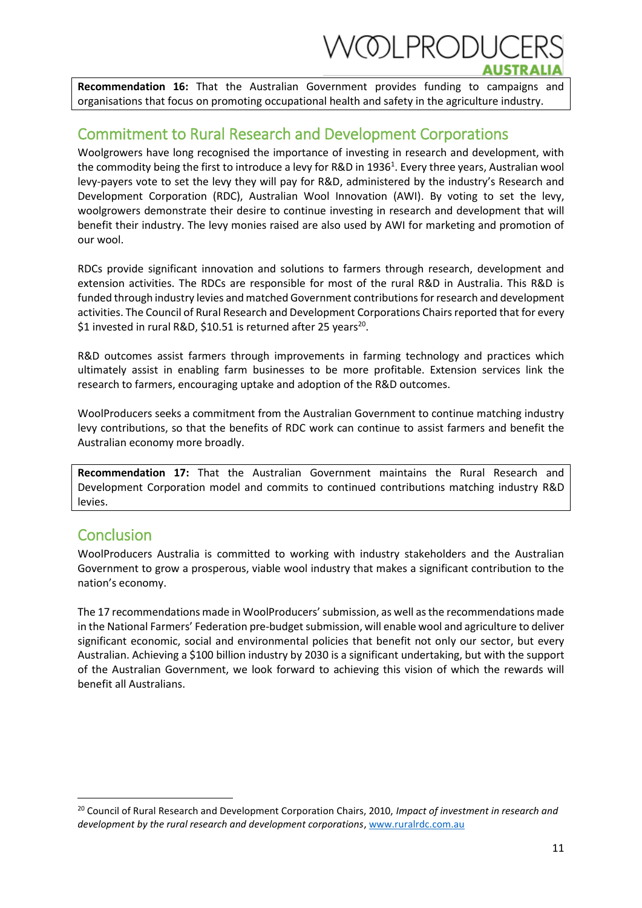**Recommendation 16:** That the Australian Government provides funding to campaigns and organisations that focus on promoting occupational health and safety in the agriculture industry.

## Commitment to Rural Research and Development Corporations

Woolgrowers have long recognised the importance of investing in research and development, with the commodity being the first to introduce a levy for R&D in 1936[1]. Every three years, Australian wool levy-payers vote to set the levy they will pay for R&D, administered by the industry's Research and Development Corporation (RDC), Australian Wool Innovation (AWI). By voting to set the levy, woolgrowers demonstrate their desire to continue investing in research and development that will benefit their industry. The levy monies raised are also used by AWI for marketing and promotion of our wool.

RDCs provide significant innovation and solutions to farmers through research, development and extension activities. The RDCs are responsible for most of the rural R&D in Australia. This R&D is funded through industry levies and matched Government contributions for research and development activities. The Council of Rural Research and Development Corporations Chairs reported that for every $1 invested in rural R&D, $10.51 is returned after 25 years[20].

R&D outcomes assist farmers through improvements in farming technology and practices which ultimately assist in enabling farm businesses to be more profitable. Extension services link the research to farmers, encouraging uptake and adoption of the R&D outcomes.

WoolProducers seeks a commitment from the Australian Government to continue matching industry levy contributions, so that the benefits of RDC work can continue to assist farmers and benefit the Australian economy more broadly.

**Recommendation 17:** That the Australian Government maintains the Rural Research and Development Corporation model and commits to continued contributions matching industry R&D levies.

## Conclusion

WoolProducers Australia is committed to working with industry stakeholders and the Australian Government to grow a prosperous, viable wool industry that makes a significant contribution to the nation's economy.

The 17 recommendations made in WoolProducers' submission, as well as the recommendations made in the National Farmers' Federation pre-budget submission, will enable wool and agriculture to deliver significant economic, social and environmental policies that benefit not only our sector, but every Australian. Achieving a $100 billion industry by 2030 is a significant undertaking, but with the support of the Australian Government, we look forward to achieving this vision of which the rewards will benefit all Australians.

---

[20] Council of Rural Research and Development Corporation Chairs, 2010, *Impact of investment in research and development by the rural research and development corporations*, www.ruralrdc.com.au